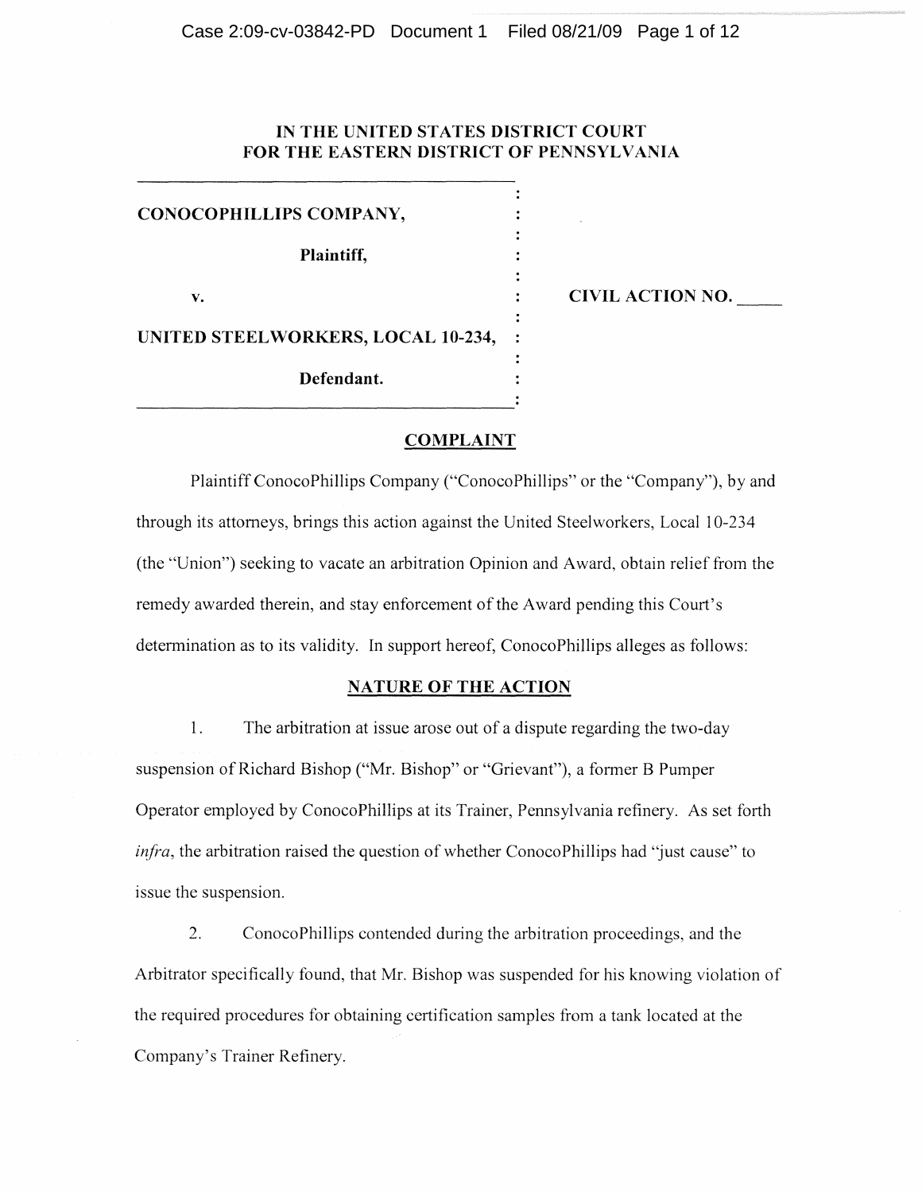# IN THE UNITED STATES DISTRICT COURT FOR THE EASTERN DISTRICT OF PENNSYLVANIA

| | |
|---|---|
| **CONOCOPHILLIPS COMPANY,** | |
| **Plaintiff,** | |
| v. | **CIVIL ACTION NO. \_\_\_\_\_** |
| **UNITED STEELWORKERS, LOCAL 10-234,** | |
| **Defendant.** | |

## COMPLAINT

Plaintiff ConocoPhillips Company ("ConocoPhillips" or the "Company"), by and through its attorneys, brings this action against the United Steelworkers, Local 10-234 (the "Union") seeking to vacate an arbitration Opinion and Award, obtain relief from the remedy awarded therein, and stay enforcement of the Award pending this Court's determination as to its validity. In support hereof, ConocoPhillips alleges as follows:

## NATURE OF THE ACTION

1. The arbitration at issue arose out of a dispute regarding the two-day suspension of Richard Bishop ("Mr. Bishop" or "Grievant"), a former B Pumper Operator employed by ConocoPhillips at its Trainer, Pennsylvania refinery. As set forth *infra*, the arbitration raised the question of whether ConocoPhillips had "just cause" to issue the suspension.

2. ConocoPhillips contended during the arbitration proceedings, and the Arbitrator specifically found, that Mr. Bishop was suspended for his knowing violation of the required procedures for obtaining certification samples from a tank located at the Company's Trainer Refinery.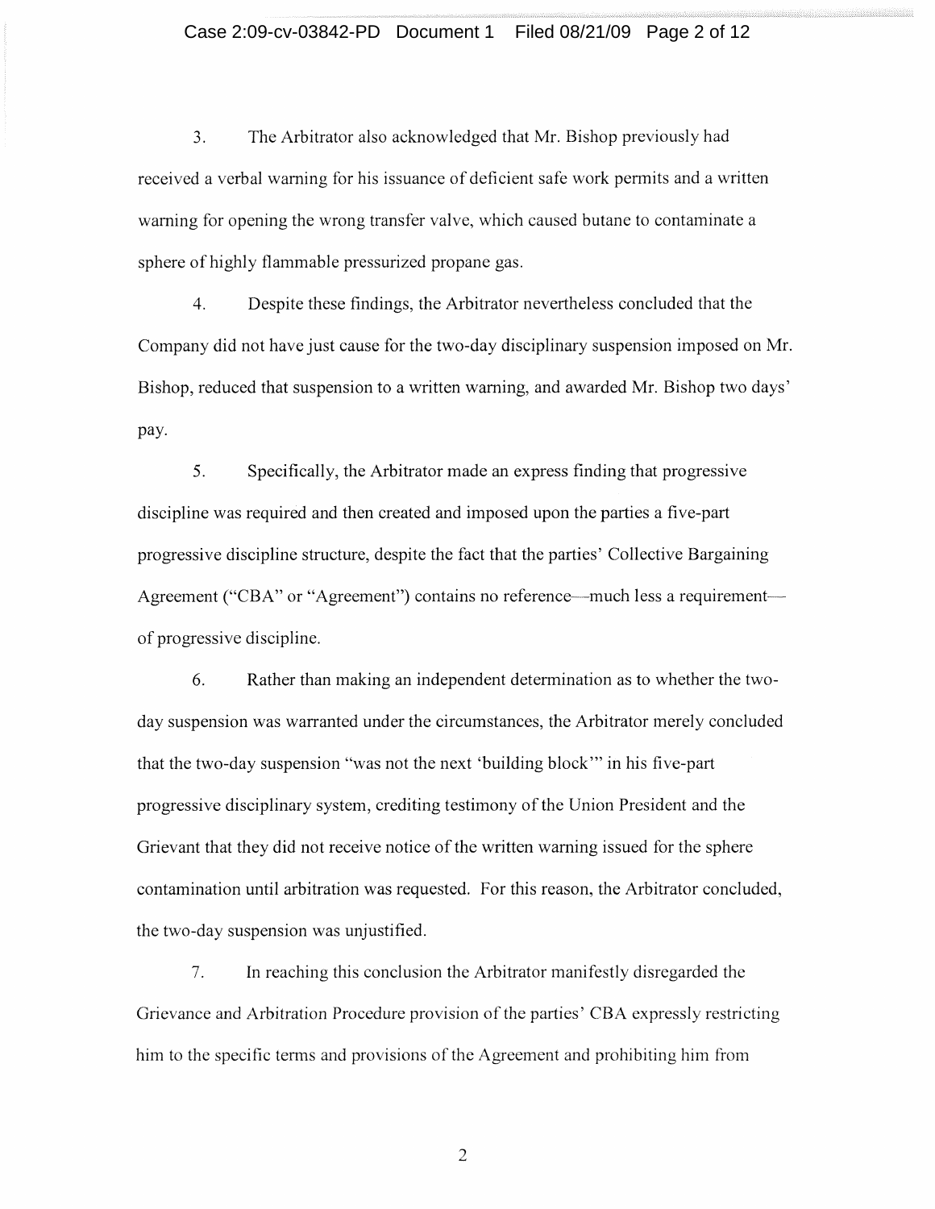3. The Arbitrator also acknowledged that Mr. Bishop previously had received a verbal warning for his issuance of deficient safe work permits and a written warning for opening the wrong transfer valve, which caused butane to contaminate a sphere of highly flammable pressurized propane gas.

4. Despite these findings, the Arbitrator nevertheless concluded that the Company did not have just cause for the two-day disciplinary suspension imposed on Mr. Bishop, reduced that suspension to a written warning, and awarded Mr. Bishop two days' pay.

5. Specifically, the Arbitrator made an express finding that progressive discipline was required and then created and imposed upon the parties a five-part progressive discipline structure, despite the fact that the parties' Collective Bargaining Agreement ("CBA" or "Agreement") contains no reference—much less a requirement—of progressive discipline.

6. Rather than making an independent determination as to whether the two-day suspension was warranted under the circumstances, the Arbitrator merely concluded that the two-day suspension "was not the next 'building block'" in his five-part progressive disciplinary system, crediting testimony of the Union President and the Grievant that they did not receive notice of the written warning issued for the sphere contamination until arbitration was requested. For this reason, the Arbitrator concluded, the two-day suspension was unjustified.

7. In reaching this conclusion the Arbitrator manifestly disregarded the Grievance and Arbitration Procedure provision of the parties' CBA expressly restricting him to the specific terms and provisions of the Agreement and prohibiting him from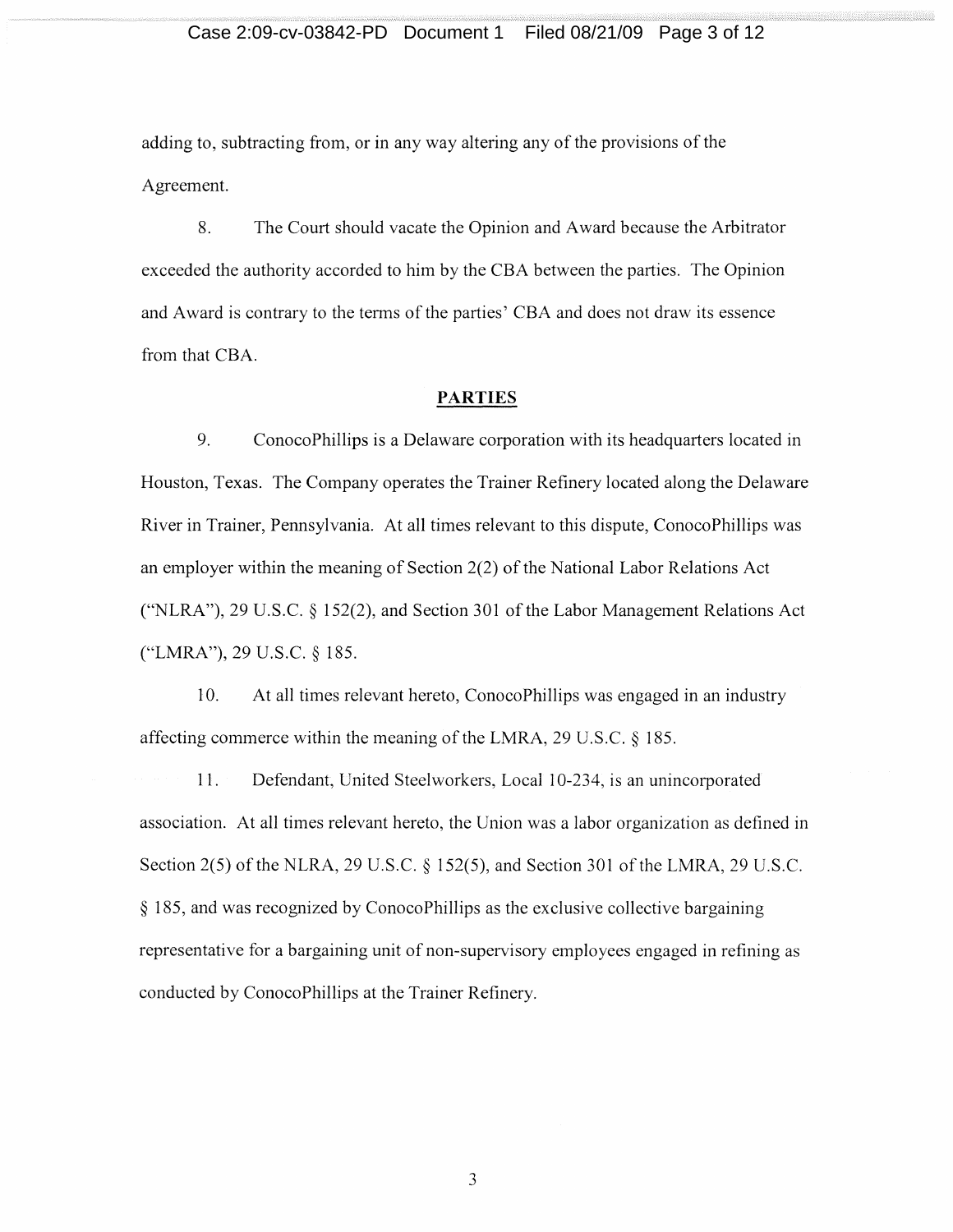adding to, subtracting from, or in any way altering any of the provisions of the Agreement.

8. The Court should vacate the Opinion and Award because the Arbitrator exceeded the authority accorded to him by the CBA between the parties. The Opinion and Award is contrary to the terms of the parties' CBA and does not draw its essence from that CBA.

## PARTIES

9. ConocoPhillips is a Delaware corporation with its headquarters located in Houston, Texas. The Company operates the Trainer Refinery located along the Delaware River in Trainer, Pennsylvania. At all times relevant to this dispute, ConocoPhillips was an employer within the meaning of Section 2(2) of the National Labor Relations Act ("NLRA"), 29 U.S.C. § 152(2), and Section 301 of the Labor Management Relations Act ("LMRA"), 29 U.S.C. § 185.

10. At all times relevant hereto, ConocoPhillips was engaged in an industry affecting commerce within the meaning of the LMRA, 29 U.S.C. § 185.

11. Defendant, United Steelworkers, Local 10-234, is an unincorporated association. At all times relevant hereto, the Union was a labor organization as defined in Section 2(5) of the NLRA, 29 U.S.C. § 152(5), and Section 301 of the LMRA, 29 U.S.C. § 185, and was recognized by ConocoPhillips as the exclusive collective bargaining representative for a bargaining unit of non-supervisory employees engaged in refining as conducted by ConocoPhillips at the Trainer Refinery.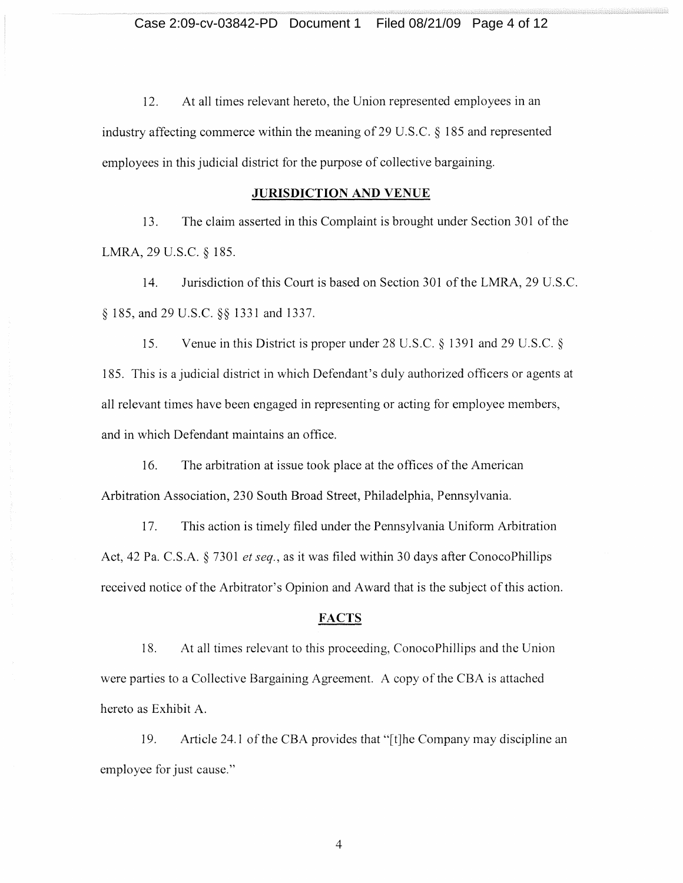12. At all times relevant hereto, the Union represented employees in an industry affecting commerce within the meaning of 29 U.S.C. § 185 and represented employees in this judicial district for the purpose of collective bargaining.

## JURISDICTION AND VENUE

13. The claim asserted in this Complaint is brought under Section 301 of the LMRA, 29 U.S.C. § 185.

14. Jurisdiction of this Court is based on Section 301 of the LMRA, 29 U.S.C. § 185, and 29 U.S.C. §§ 1331 and 1337.

15. Venue in this District is proper under 28 U.S.C. § 1391 and 29 U.S.C. § 185. This is a judicial district in which Defendant's duly authorized officers or agents at all relevant times have been engaged in representing or acting for employee members, and in which Defendant maintains an office.

16. The arbitration at issue took place at the offices of the American Arbitration Association, 230 South Broad Street, Philadelphia, Pennsylvania.

17. This action is timely filed under the Pennsylvania Uniform Arbitration Act, 42 Pa. C.S.A. § 7301 *et seq.*, as it was filed within 30 days after ConocoPhillips received notice of the Arbitrator's Opinion and Award that is the subject of this action.

## FACTS

18. At all times relevant to this proceeding, ConocoPhillips and the Union were parties to a Collective Bargaining Agreement. A copy of the CBA is attached hereto as Exhibit A.

19. Article 24.1 of the CBA provides that "[t]he Company may discipline an employee for just cause."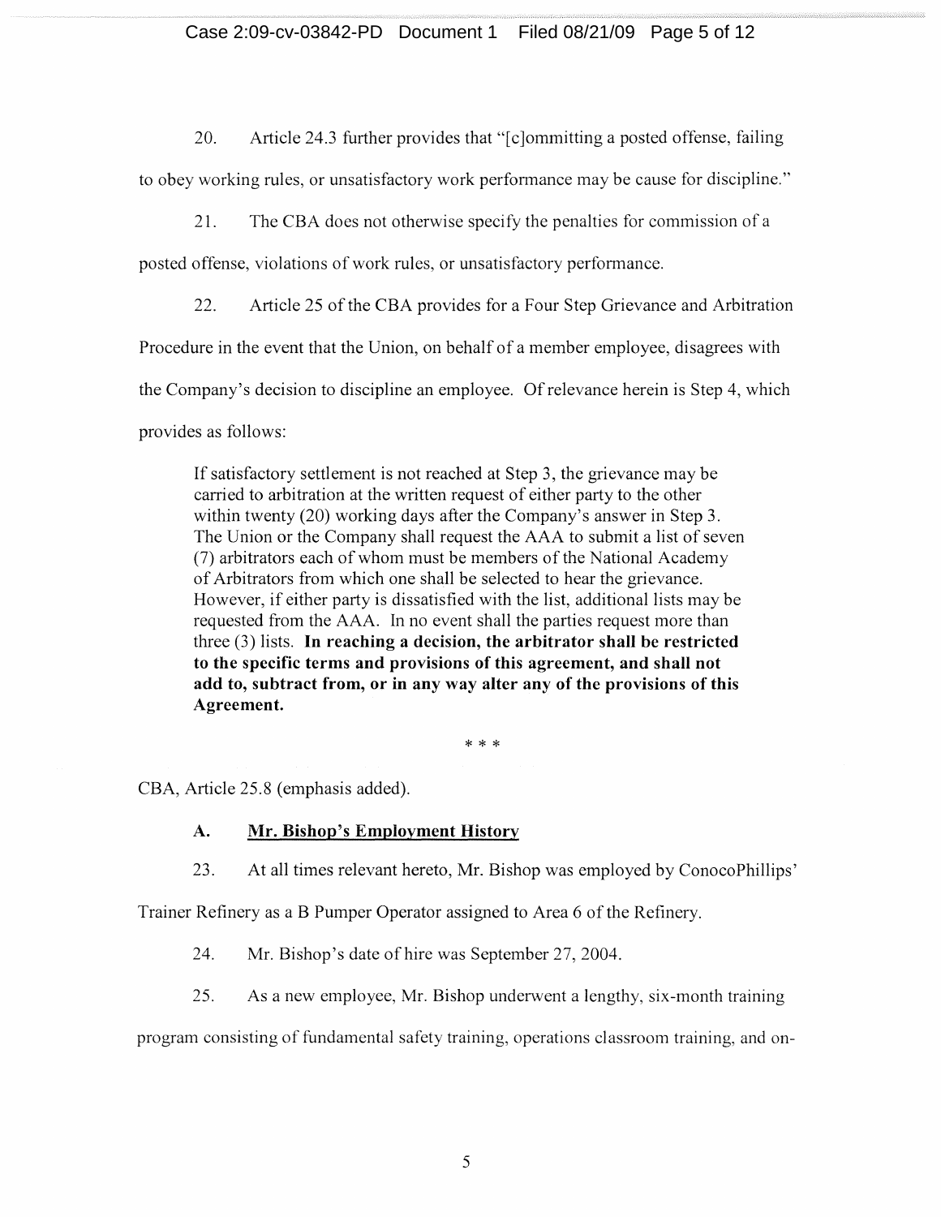20. Article 24.3 further provides that "[c]ommitting a posted offense, failing to obey working rules, or unsatisfactory work performance may be cause for discipline."

21. The CBA does not otherwise specify the penalties for commission of a posted offense, violations of work rules, or unsatisfactory performance.

22. Article 25 of the CBA provides for a Four Step Grievance and Arbitration Procedure in the event that the Union, on behalf of a member employee, disagrees with the Company's decision to discipline an employee. Of relevance herein is Step 4, which provides as follows:

> If satisfactory settlement is not reached at Step 3, the grievance may be carried to arbitration at the written request of either party to the other within twenty (20) working days after the Company's answer in Step 3. The Union or the Company shall request the AAA to submit a list of seven (7) arbitrators each of whom must be members of the National Academy of Arbitrators from which one shall be selected to hear the grievance. However, if either party is dissatisfied with the list, additional lists may be requested from the AAA. In no event shall the parties request more than three (3) lists. **In reaching a decision, the arbitrator shall be restricted to the specific terms and provisions of this agreement, and shall not add to, subtract from, or in any way alter any of the provisions of this Agreement.**
>
> \* \* \*

CBA, Article 25.8 (emphasis added).

### A. <u>Mr. Bishop's Employment History</u>

23. At all times relevant hereto, Mr. Bishop was employed by ConocoPhillips' Trainer Refinery as a B Pumper Operator assigned to Area 6 of the Refinery.

24. Mr. Bishop's date of hire was September 27, 2004.

25. As a new employee, Mr. Bishop underwent a lengthy, six-month training program consisting of fundamental safety training, operations classroom training, and on-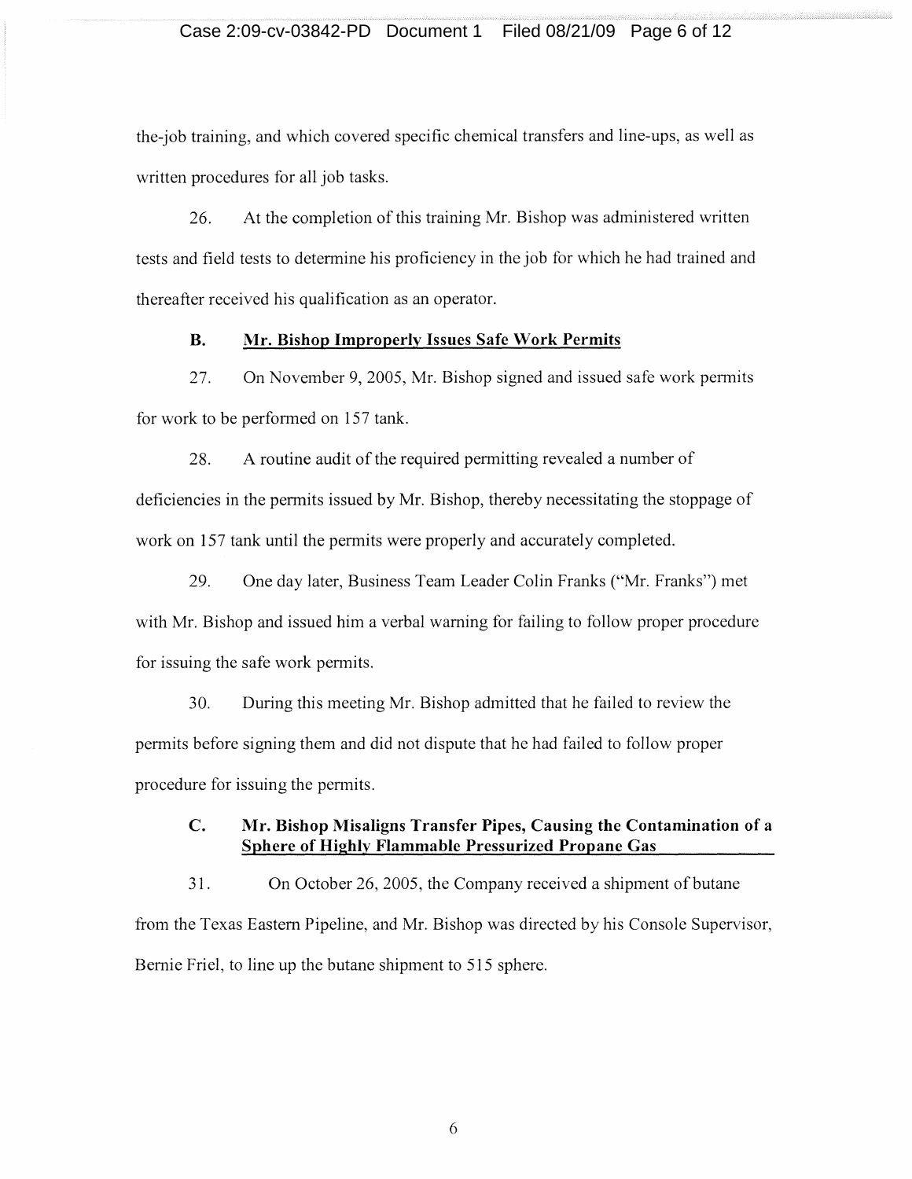the-job training, and which covered specific chemical transfers and line-ups, as well as written procedures for all job tasks.

26. At the completion of this training Mr. Bishop was administered written tests and field tests to determine his proficiency in the job for which he had trained and thereafter received his qualification as an operator.

### B. Mr. Bishop Improperly Issues Safe Work Permits

27. On November 9, 2005, Mr. Bishop signed and issued safe work permits for work to be performed on 157 tank.

28. A routine audit of the required permitting revealed a number of deficiencies in the permits issued by Mr. Bishop, thereby necessitating the stoppage of work on 157 tank until the permits were properly and accurately completed.

29. One day later, Business Team Leader Colin Franks ("Mr. Franks") met with Mr. Bishop and issued him a verbal warning for failing to follow proper procedure for issuing the safe work permits.

30. During this meeting Mr. Bishop admitted that he failed to review the permits before signing them and did not dispute that he had failed to follow proper procedure for issuing the permits.

### C. Mr. Bishop Misaligns Transfer Pipes, Causing the Contamination of a Sphere of Highly Flammable Pressurized Propane Gas

31. On October 26, 2005, the Company received a shipment of butane from the Texas Eastern Pipeline, and Mr. Bishop was directed by his Console Supervisor, Bernie Friel, to line up the butane shipment to 515 sphere.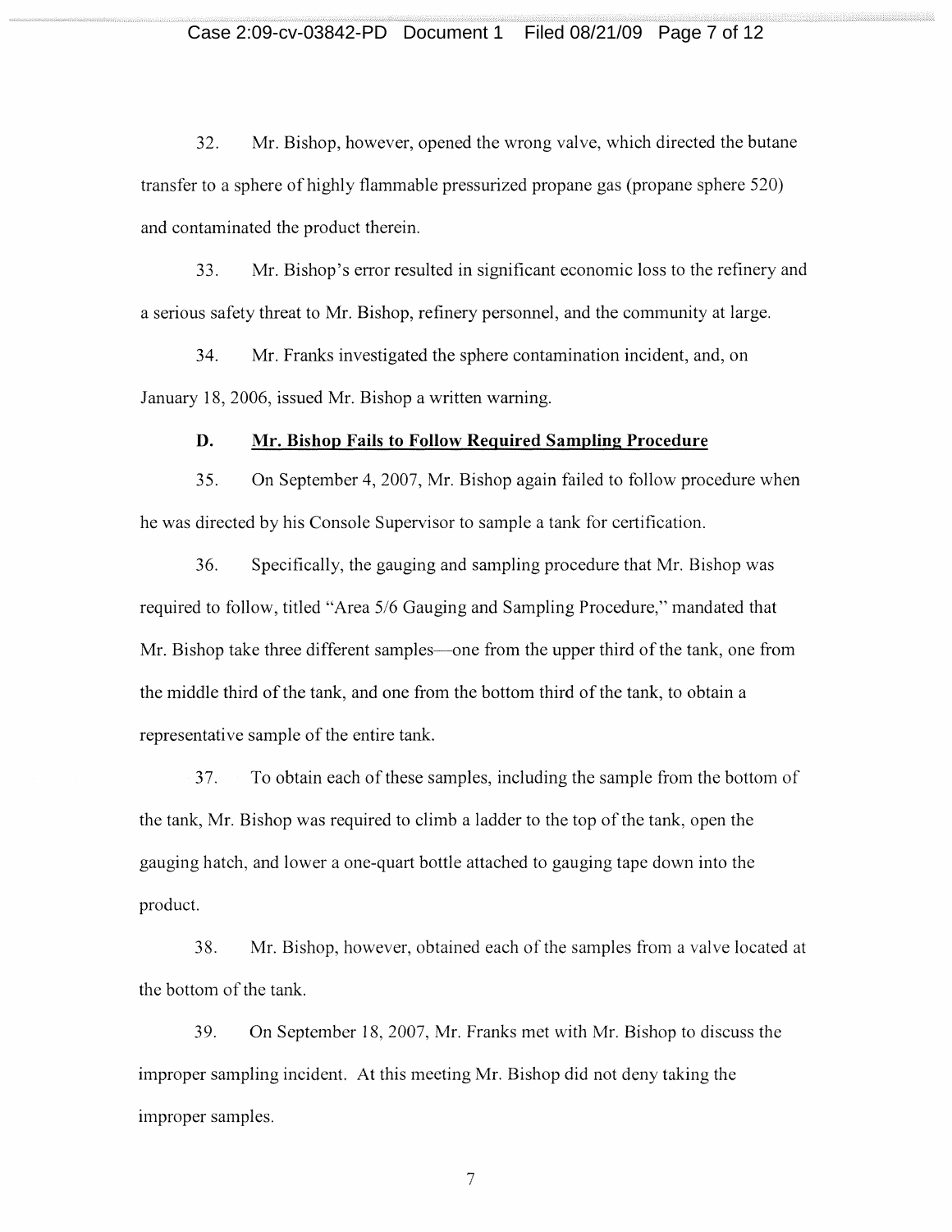32. Mr. Bishop, however, opened the wrong valve, which directed the butane transfer to a sphere of highly flammable pressurized propane gas (propane sphere 520) and contaminated the product therein.

33. Mr. Bishop's error resulted in significant economic loss to the refinery and a serious safety threat to Mr. Bishop, refinery personnel, and the community at large.

34. Mr. Franks investigated the sphere contamination incident, and, on January 18, 2006, issued Mr. Bishop a written warning.

### D. Mr. Bishop Fails to Follow Required Sampling Procedure

35. On September 4, 2007, Mr. Bishop again failed to follow procedure when he was directed by his Console Supervisor to sample a tank for certification.

36. Specifically, the gauging and sampling procedure that Mr. Bishop was required to follow, titled "Area 5/6 Gauging and Sampling Procedure," mandated that Mr. Bishop take three different samples—one from the upper third of the tank, one from the middle third of the tank, and one from the bottom third of the tank, to obtain a representative sample of the entire tank.

37. To obtain each of these samples, including the sample from the bottom of the tank, Mr. Bishop was required to climb a ladder to the top of the tank, open the gauging hatch, and lower a one-quart bottle attached to gauging tape down into the product.

38. Mr. Bishop, however, obtained each of the samples from a valve located at the bottom of the tank.

39. On September 18, 2007, Mr. Franks met with Mr. Bishop to discuss the improper sampling incident. At this meeting Mr. Bishop did not deny taking the improper samples.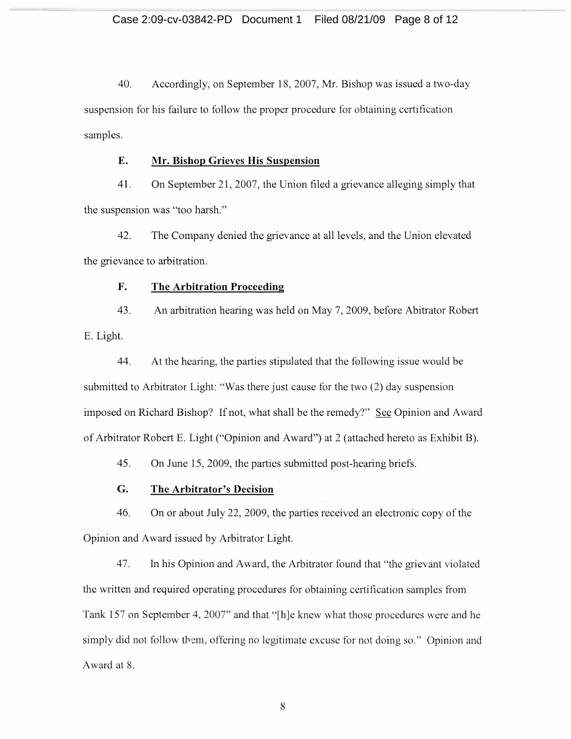40. Accordingly, on September 18, 2007, Mr. Bishop was issued a two-day suspension for his failure to follow the proper procedure for obtaining certification samples.

### E. <u>Mr. Bishop Grieves His Suspension</u>

41. On September 21, 2007, the Union filed a grievance alleging simply that the suspension was "too harsh."

42. The Company denied the grievance at all levels, and the Union elevated the grievance to arbitration.

### F. <u>The Arbitration Proceeding</u>

43. An arbitration hearing was held on May 7, 2009, before Abitrator Robert E. Light.

44. At the hearing, the parties stipulated that the following issue would be submitted to Arbitrator Light: "Was there just cause for the two (2) day suspension imposed on Richard Bishop? If not, what shall be the remedy?" <u>See</u> Opinion and Award of Arbitrator Robert E. Light ("Opinion and Award") at 2 (attached hereto as Exhibit B).

45. On June 15, 2009, the parties submitted post-hearing briefs.

### G. <u>The Arbitrator's Decision</u>

46. On or about July 22, 2009, the parties received an electronic copy of the Opinion and Award issued by Arbitrator Light.

47. In his Opinion and Award, the Arbitrator found that "the grievant violated the written and required operating procedures for obtaining certification samples from Tank 157 on September 4, 2007" and that "[h]e knew what those procedures were and he simply did not follow them, offering no legitimate excuse for not doing so." Opinion and Award at 8.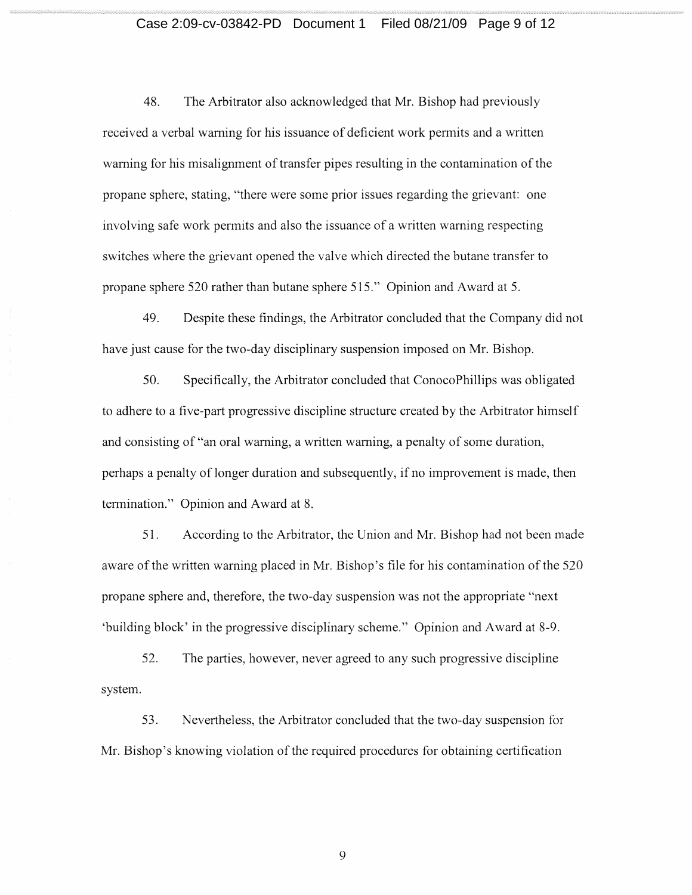48. The Arbitrator also acknowledged that Mr. Bishop had previously received a verbal warning for his issuance of deficient work permits and a written warning for his misalignment of transfer pipes resulting in the contamination of the propane sphere, stating, "there were some prior issues regarding the grievant: one involving safe work permits and also the issuance of a written warning respecting switches where the grievant opened the valve which directed the butane transfer to propane sphere 520 rather than butane sphere 515." Opinion and Award at 5.

49. Despite these findings, the Arbitrator concluded that the Company did not have just cause for the two-day disciplinary suspension imposed on Mr. Bishop.

50. Specifically, the Arbitrator concluded that ConocoPhillips was obligated to adhere to a five-part progressive discipline structure created by the Arbitrator himself and consisting of "an oral warning, a written warning, a penalty of some duration, perhaps a penalty of longer duration and subsequently, if no improvement is made, then termination." Opinion and Award at 8.

51. According to the Arbitrator, the Union and Mr. Bishop had not been made aware of the written warning placed in Mr. Bishop's file for his contamination of the 520 propane sphere and, therefore, the two-day suspension was not the appropriate "next 'building block' in the progressive disciplinary scheme." Opinion and Award at 8-9.

52. The parties, however, never agreed to any such progressive discipline system.

53. Nevertheless, the Arbitrator concluded that the two-day suspension for Mr. Bishop's knowing violation of the required procedures for obtaining certification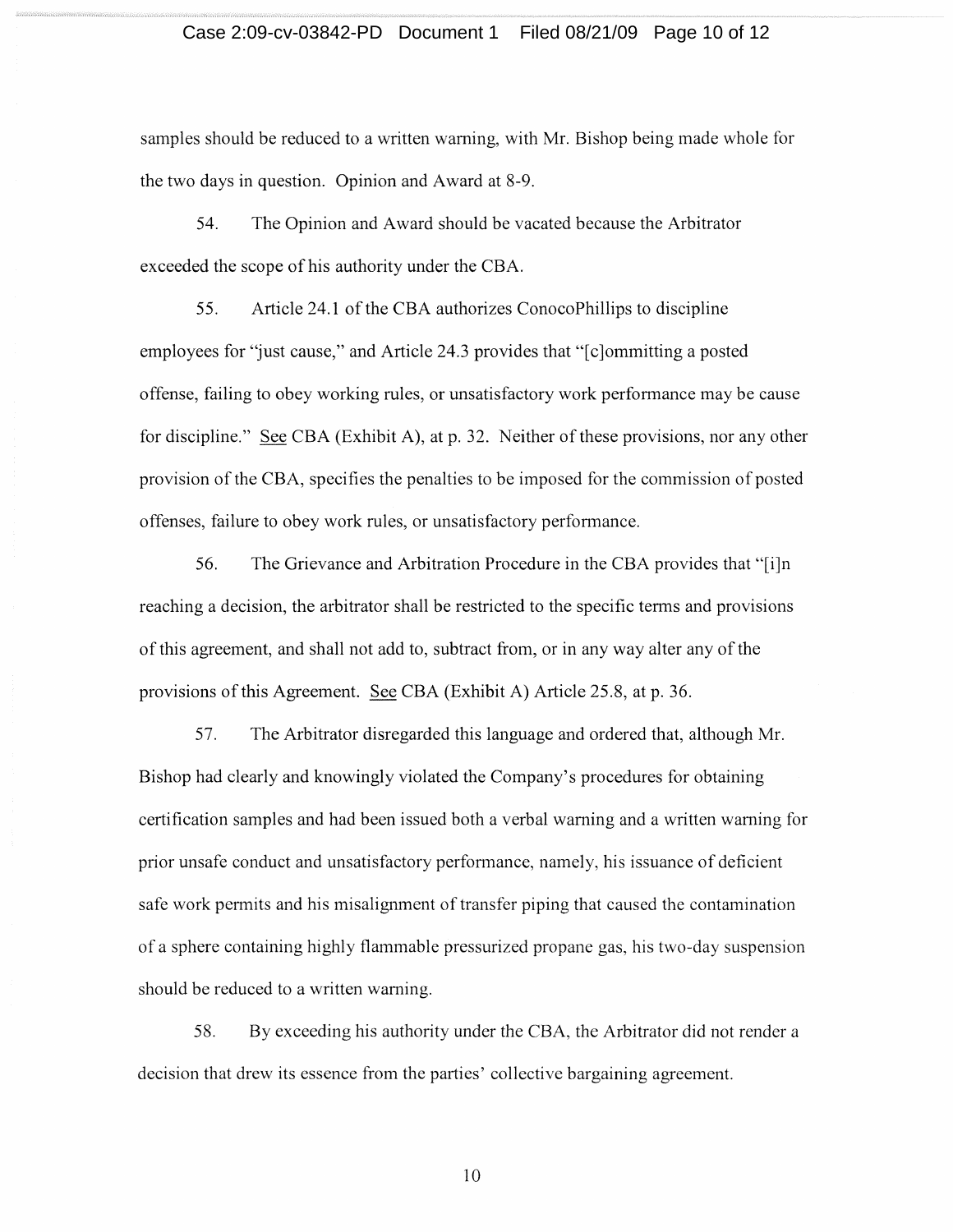samples should be reduced to a written warning, with Mr. Bishop being made whole for the two days in question. Opinion and Award at 8-9.

54. The Opinion and Award should be vacated because the Arbitrator exceeded the scope of his authority under the CBA.

55. Article 24.1 of the CBA authorizes ConocoPhillips to discipline employees for "just cause," and Article 24.3 provides that "[c]ommitting a posted offense, failing to obey working rules, or unsatisfactory work performance may be cause for discipline." See CBA (Exhibit A), at p. 32. Neither of these provisions, nor any other provision of the CBA, specifies the penalties to be imposed for the commission of posted offenses, failure to obey work rules, or unsatisfactory performance.

56. The Grievance and Arbitration Procedure in the CBA provides that "[i]n reaching a decision, the arbitrator shall be restricted to the specific terms and provisions of this agreement, and shall not add to, subtract from, or in any way alter any of the provisions of this Agreement. See CBA (Exhibit A) Article 25.8, at p. 36.

57. The Arbitrator disregarded this language and ordered that, although Mr. Bishop had clearly and knowingly violated the Company's procedures for obtaining certification samples and had been issued both a verbal warning and a written warning for prior unsafe conduct and unsatisfactory performance, namely, his issuance of deficient safe work permits and his misalignment of transfer piping that caused the contamination of a sphere containing highly flammable pressurized propane gas, his two-day suspension should be reduced to a written warning.

58. By exceeding his authority under the CBA, the Arbitrator did not render a decision that drew its essence from the parties' collective bargaining agreement.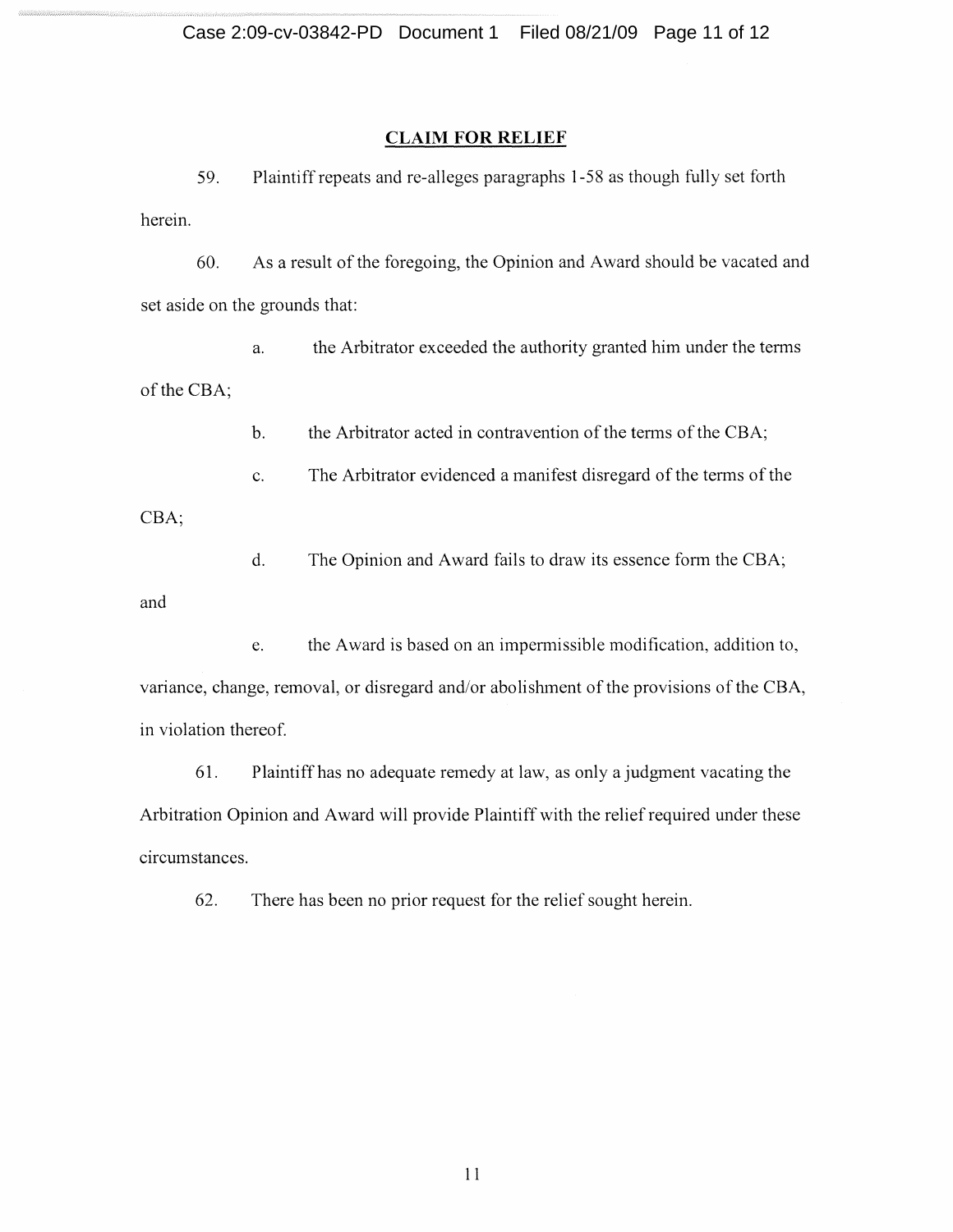## CLAIM FOR RELIEF

59. Plaintiff repeats and re-alleges paragraphs 1-58 as though fully set forth herein.

60. As a result of the foregoing, the Opinion and Award should be vacated and set aside on the grounds that:

a. the Arbitrator exceeded the authority granted him under the terms of the CBA;

b. the Arbitrator acted in contravention of the terms of the CBA;

c. The Arbitrator evidenced a manifest disregard of the terms of the CBA;

d. The Opinion and Award fails to draw its essence form the CBA; and

e. the Award is based on an impermissible modification, addition to, variance, change, removal, or disregard and/or abolishment of the provisions of the CBA, in violation thereof.

61. Plaintiff has no adequate remedy at law, as only a judgment vacating the Arbitration Opinion and Award will provide Plaintiff with the relief required under these circumstances.

62. There has been no prior request for the relief sought herein.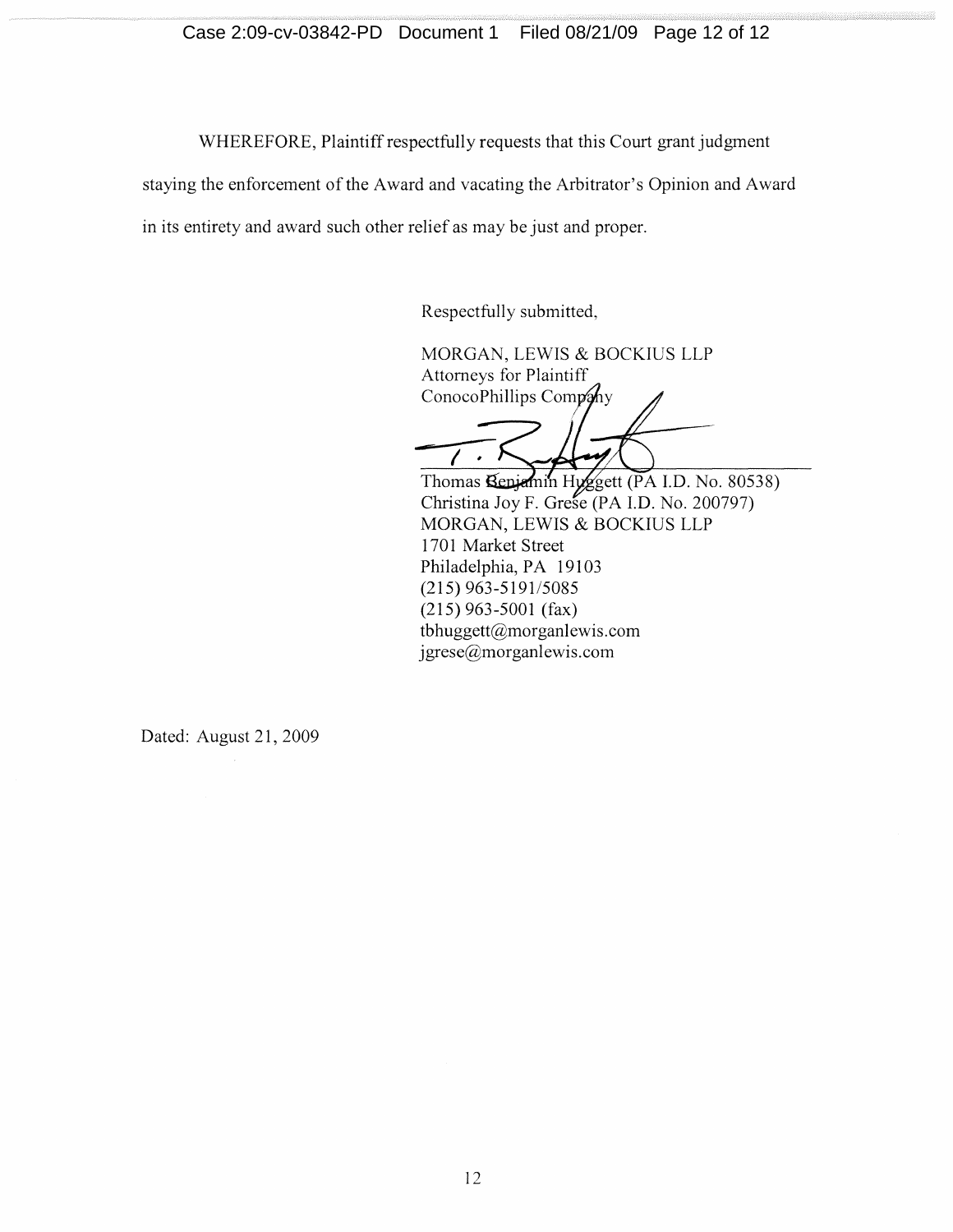WHEREFORE, Plaintiff respectfully requests that this Court grant judgment staying the enforcement of the Award and vacating the Arbitrator's Opinion and Award in its entirety and award such other relief as may be just and proper.

Respectfully submitted,

MORGAN, LEWIS & BOCKIUS LLP
Attorneys for Plaintiff
ConocoPhillips Company

Thomas Benjamin Huggett (PA I.D. No. 80538)
Christina Joy F. Grese (PA I.D. No. 200797)
MORGAN, LEWIS & BOCKIUS LLP
1701 Market Street
Philadelphia, PA 19103
(215) 963-5191/5085
(215) 963-5001 (fax)
tbhuggett@morganlewis.com
jgrese@morganlewis.com

Dated: August 21, 2009